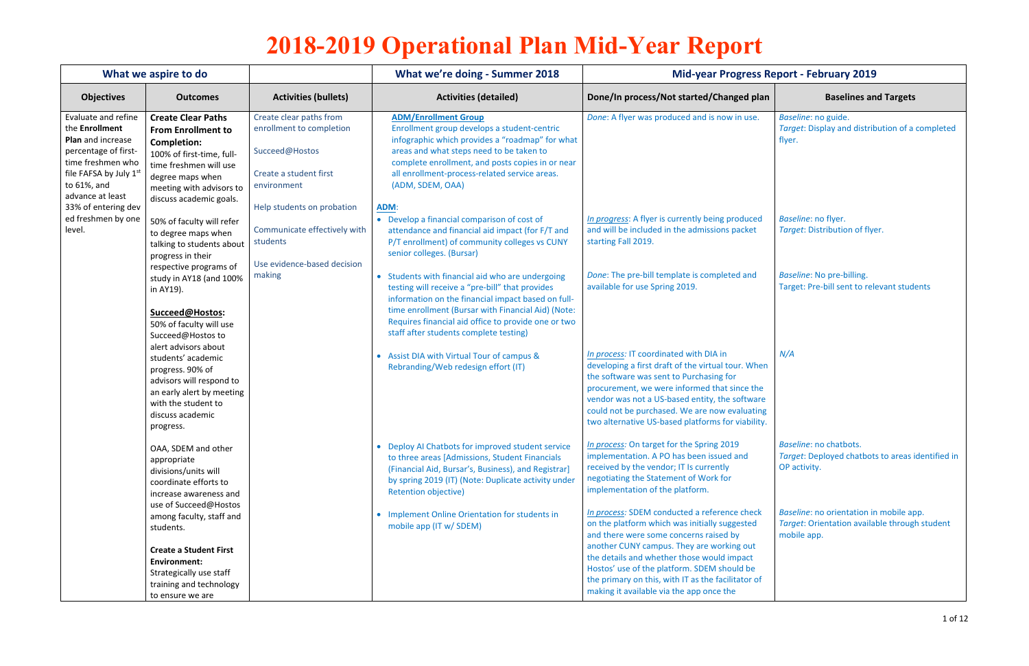# 2018-2019 Operational Plan Mid-Year Report

| What we aspire to do | | | What we're doing - Summer 2018 | Mid-year Progress Report - February 2019 | |
|---|---|---|---|---|---|
| **Objectives** | **Outcomes** | **Activities (bullets)** | **Activities (detailed)** | **Done/In process/Not started/Changed plan** | **Baselines and Targets** |
| Evaluate and refine the **Enrollment Plan** and increase percentage of first-time freshmen who file FAFSA by July 1st to 61%, and advance at least 33% of entering dev ed freshmen by one level. | **Create Clear Paths From Enrollment to Completion:** 100% of first-time, full-time freshmen will use degree maps when meeting with advisors to discuss academic goals. | Create clear paths from enrollment to completion<br><br>Succeed@Hostos<br><br>Create a student first environment<br><br>Help students on probation<br><br>Communicate effectively with students<br><br>Use evidence-based decision making | **ADM/Enrollment Group**<br>Enrollment group develops a student-centric infographic which provides a "roadmap" for what areas and what steps need to be taken to complete enrollment, and posts copies in or near all enrollment-process-related service areas. (ADM, SDEM, OAA) | *Done*: A flyer was produced and is now in use. | *Baseline*: no guide.<br>*Target*: Display and distribution of a completed flyer. |
| | 50% of faculty will refer to degree maps when talking to students about progress in their respective programs of study in AY18 (and 100% in AY19). | | **ADM**:<br>• Develop a financial comparison of cost of attendance and financial aid impact (for F/T and P/T enrollment) of community colleges vs CUNY senior colleges. (Bursar) | *In progress*: A flyer is currently being produced and will be included in the admissions packet starting Fall 2019. | *Baseline*: no flyer.<br>*Target*: Distribution of flyer. |
| | | | • Students with financial aid who are undergoing testing will receive a "pre-bill" that provides information on the financial impact based on full-time enrollment (Bursar with Financial Aid) (Note: Requires financial aid office to provide one or two staff after students complete testing) | *Done*: The pre-bill template is completed and available for use Spring 2019. | *Baseline*: No pre-billing.<br>Target: Pre-bill sent to relevant students |
| | **Succeed@Hostos:**<br>50% of faculty will use Succeed@Hostos to alert advisors about students' academic progress. 90% of advisors will respond to an early alert by meeting with the student to discuss academic progress. | | • Assist DIA with Virtual Tour of campus & Rebranding/Web redesign effort (IT) | *In process:* IT coordinated with DIA in developing a first draft of the virtual tour. When the software was sent to Purchasing for procurement, we were informed that since the vendor was not a US-based entity, the software could not be purchased. We are now evaluating two alternative US-based platforms for viability. | *N/A* |
| | OAA, SDEM and other appropriate divisions/units will coordinate efforts to increase awareness and use of Succeed@Hostos among faculty, staff and students. | | • Deploy AI Chatbots for improved student service to three areas [Admissions, Student Financials (Financial Aid, Bursar's, Business), and Registrar] by spring 2019 (IT) (Note: Duplicate activity under Retention objective) | *In process:* On target for the Spring 2019 implementation. A PO has been issued and received by the vendor; IT Is currently negotiating the Statement of Work for implementation of the platform. | *Baseline*: no chatbots.<br>*Target*: Deployed chatbots to areas identified in OP activity. |
| | **Create a Student First Environment:**<br>Strategically use staff training and technology to ensure we are | | • Implement Online Orientation for students in mobile app (IT w/ SDEM) | *In process:* SDEM conducted a reference check on the platform which was initially suggested and there were some concerns raised by another CUNY campus. They are working out the details and whether those would impact Hostos' use of the platform. SDEM should be the primary on this, with IT as the facilitator of making it available via the app once the | *Baseline*: no orientation in mobile app.<br>*Target*: Orientation available through student mobile app. |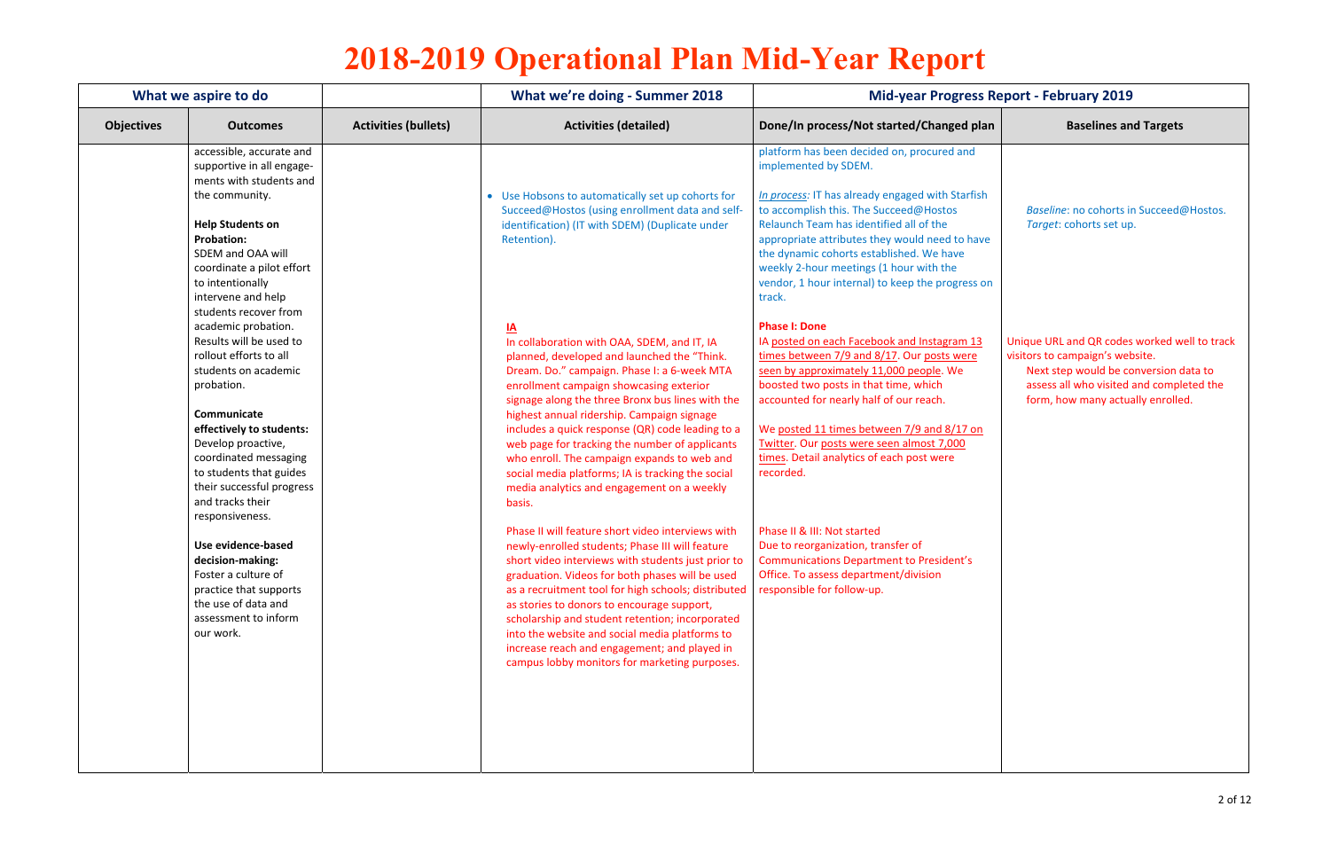# 2018-2019 Operational Plan Mid-Year Report

| What we aspire to do | | | What we're doing - Summer 2018 | Mid-year Progress Report - February 2019 | |
|---|---|---|---|---|---|
| **Objectives** | **Outcomes** | **Activities (bullets)** | **Activities (detailed)** | **Done/In process/Not started/Changed plan** | **Baselines and Targets** |
| | accessible, accurate and supportive in all engage-ments with students and the community.<br><br>**Help Students on Probation:**<br>SDEM and OAA will coordinate a pilot effort to intentionally intervene and help students recover from academic probation. Results will be used to rollout efforts to all students on academic probation.<br><br>**Communicate effectively to students:**<br>Develop proactive, coordinated messaging to students that guides their successful progress and tracks their responsiveness.<br><br>**Use evidence-based decision-making:**<br>Foster a culture of practice that supports the use of data and assessment to inform our work. | | • Use Hobsons to automatically set up cohorts for Succeed@Hostos (using enrollment data and self-identification) (IT with SDEM) (Duplicate under Retention).<br><br>**IA**<br>In collaboration with OAA, SDEM, and IT, IA planned, developed and launched the "Think. Dream. Do." campaign. Phase I: a 6-week MTA enrollment campaign showcasing exterior signage along the three Bronx bus lines with the highest annual ridership. Campaign signage includes a quick response (QR) code leading to a web page for tracking the number of applicants who enroll. The campaign expands to web and social media platforms; IA is tracking the social media analytics and engagement on a weekly basis.<br><br>Phase II will feature short video interviews with newly-enrolled students; Phase III will feature short video interviews with students just prior to graduation. Videos for both phases will be used as a recruitment tool for high schools; distributed as stories to donors to encourage support, scholarship and student retention; incorporated into the website and social media platforms to increase reach and engagement; and played in campus lobby monitors for marketing purposes. | platform has been decided on, procured and implemented by SDEM.<br><br>*In process:* IT has already engaged with Starfish to accomplish this. The Succeed@Hostos Relaunch Team has identified all of the appropriate attributes they would need to have the dynamic cohorts established. We have weekly 2-hour meetings (1 hour with the vendor, 1 hour internal) to keep the progress on track.<br><br>**Phase I: Done**<br>IA posted on each Facebook and Instagram 13 times between 7/9 and 8/17. Our posts were seen by approximately 11,000 people. We boosted two posts in that time, which accounted for nearly half of our reach.<br><br>We posted 11 times between 7/9 and 8/17 on Twitter. Our posts were seen almost 7,000 times. Detail analytics of each post were recorded.<br><br>Phase II & III: Not started<br>Due to reorganization, transfer of Communications Department to President's Office. To assess department/division responsible for follow-up. | *Baseline*: no cohorts in Succeed@Hostos.<br>*Target*: cohorts set up.<br><br>Unique URL and QR codes worked well to track visitors to campaign's website.<br>Next step would be conversion data to assess all who visited and completed the form, how many actually enrolled. |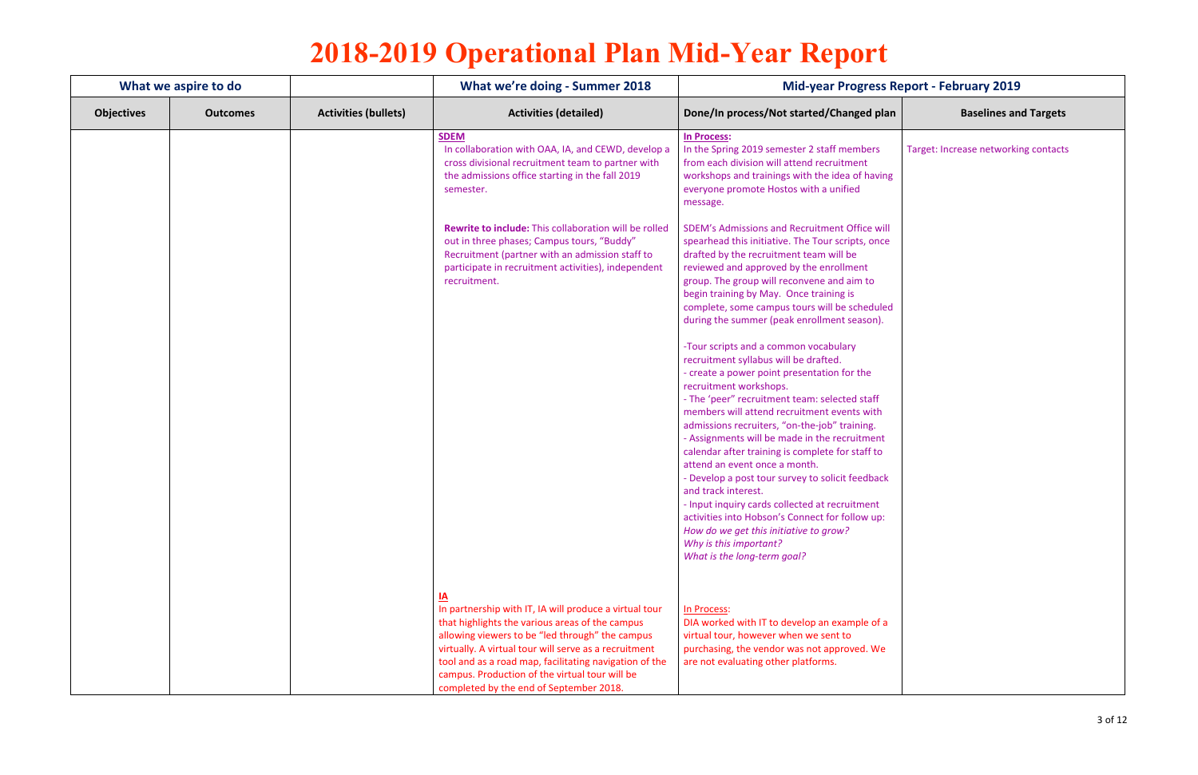# 2018-2019 Operational Plan Mid-Year Report

| What we aspire to do | | | What we're doing - Summer 2018 | Mid-year Progress Report - February 2019 | |
|---|---|---|---|---|---|
| **Objectives** | **Outcomes** | **Activities (bullets)** | **Activities (detailed)** | **Done/In process/Not started/Changed plan** | **Baselines and Targets** |
| | | | **SDEM**<br>In collaboration with OAA, IA, and CEWD, develop a cross divisional recruitment team to partner with the admissions office starting in the fall 2019 semester.<br><br>**Rewrite to include:** This collaboration will be rolled out in three phases; Campus tours, "Buddy" Recruitment (partner with an admission staff to participate in recruitment activities), independent recruitment. | **In Process:**<br>In the Spring 2019 semester 2 staff members from each division will attend recruitment workshops and trainings with the idea of having everyone promote Hostos with a unified message.<br><br>SDEM's Admissions and Recruitment Office will spearhead this initiative. The Tour scripts, once drafted by the recruitment team will be reviewed and approved by the enrollment group. The group will reconvene and aim to begin training by May. Once training is complete, some campus tours will be scheduled during the summer (peak enrollment season).<br><br>-Tour scripts and a common vocabulary recruitment syllabus will be drafted.<br>- create a power point presentation for the recruitment workshops.<br>- The 'peer" recruitment team: selected staff members will attend recruitment events with admissions recruiters, "on-the-job" training.<br>- Assignments will be made in the recruitment calendar after training is complete for staff to attend an event once a month.<br>- Develop a post tour survey to solicit feedback and track interest.<br>- Input inquiry cards collected at recruitment activities into Hobson's Connect for follow up:<br>*How do we get this initiative to grow?*<br>*Why is this important?*<br>*What is the long-term goal?* | Target: Increase networking contacts |
| | | | **IA**<br>In partnership with IT, IA will produce a virtual tour that highlights the various areas of the campus allowing viewers to be "led through" the campus virtually. A virtual tour will serve as a recruitment tool and as a road map, facilitating navigation of the campus. Production of the virtual tour will be completed by the end of September 2018. | In Process:<br>DIA worked with IT to develop an example of a virtual tour, however when we sent to purchasing, the vendor was not approved. We are not evaluating other platforms. | |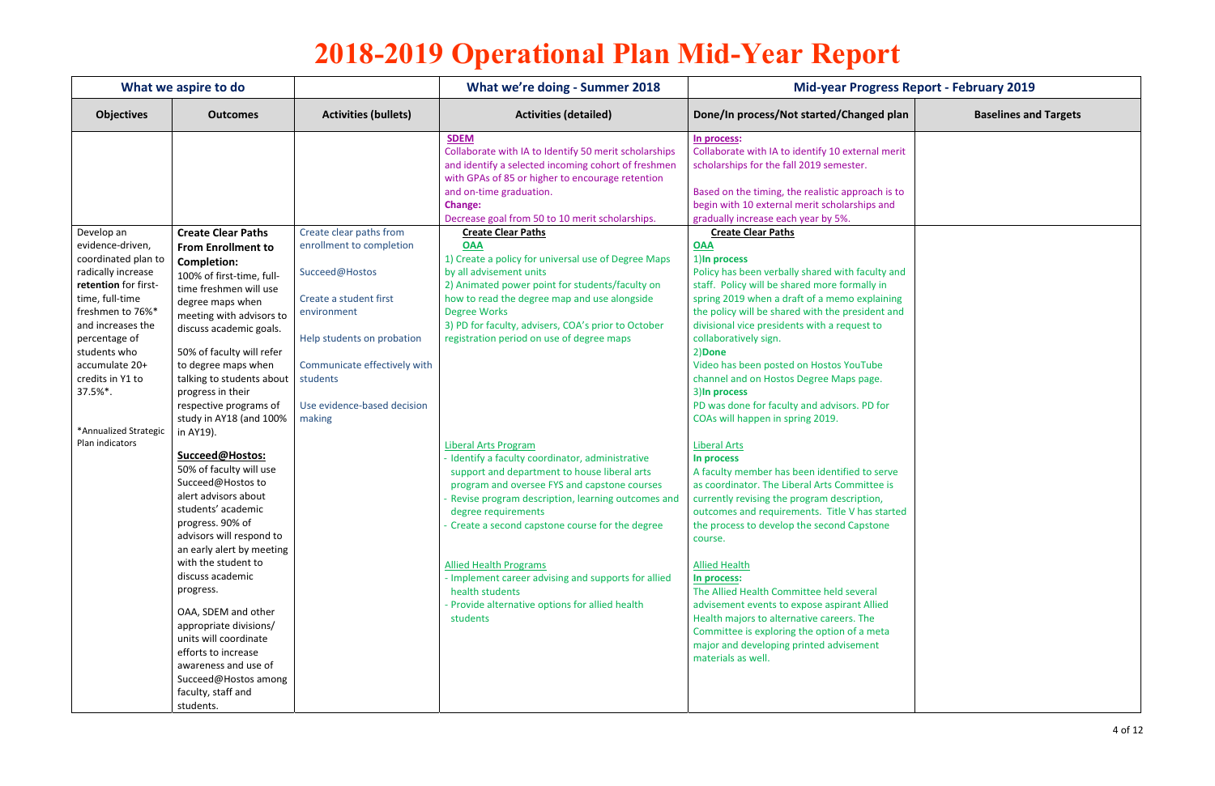# 2018-2019 Operational Plan Mid-Year Report

| What we aspire to do | | | What we're doing - Summer 2018 | Mid-year Progress Report - February 2019 | |
|---|---|---|---|---|---|
| **Objectives** | **Outcomes** | **Activities (bullets)** | **Activities (detailed)** | **Done/In process/Not started/Changed plan** | **Baselines and Targets** |
| | | | **SDEM**<br>Collaborate with IA to Identify 50 merit scholarships and identify a selected incoming cohort of freshmen with GPAs of 85 or higher to encourage retention and on-time graduation.<br>**Change:**<br>Decrease goal from 50 to 10 merit scholarships. | **In process:**<br>Collaborate with IA to identify 10 external merit scholarships for the fall 2019 semester.<br><br>Based on the timing, the realistic approach is to begin with 10 external merit scholarships and gradually increase each year by 5%. | |
| Develop an evidence-driven, coordinated plan to radically increase **retention** for first-time, full-time freshmen to 76%* and increases the percentage of students who accumulate 20+ credits in Y1 to 37.5%*.<br><br>*Annualized Strategic Plan indicators | **Create Clear Paths From Enrollment to Completion:**<br>100% of first-time, full-time freshmen will use degree maps when meeting with advisors to discuss academic goals.<br><br>50% of faculty will refer to degree maps when talking to students about progress in their respective programs of study in AY18 (and 100% in AY19).<br><br>**Succeed@Hostos:**<br>50% of faculty will use Succeed@Hostos to alert advisors about students' academic progress. 90% of advisors will respond to an early alert by meeting with the student to discuss academic progress.<br><br>OAA, SDEM and other appropriate divisions/ units will coordinate efforts to increase awareness and use of Succeed@Hostos among faculty, staff and students. | Create clear paths from enrollment to completion<br><br>Succeed@Hostos<br><br>Create a student first environment<br><br>Help students on probation<br><br>Communicate effectively with students<br><br>Use evidence-based decision making | **Create Clear Paths**<br>**OAA**<br>1) Create a policy for universal use of Degree Maps by all advisement units<br>2) Animated power point for students/faculty on how to read the degree map and use alongside Degree Works<br>3) PD for faculty, advisers, COA's prior to October registration period on use of degree maps<br><br>Liberal Arts Program<br>- Identify a faculty coordinator, administrative support and department to house liberal arts program and oversee FYS and capstone courses<br>- Revise program description, learning outcomes and degree requirements<br>- Create a second capstone course for the degree<br><br>Allied Health Programs<br>- Implement career advising and supports for allied health students<br>- Provide alternative options for allied health students | **Create Clear Paths**<br>**OAA**<br>1)**In process**<br>Policy has been verbally shared with faculty and staff. Policy will be shared more formally in spring 2019 when a draft of a memo explaining the policy will be shared with the president and divisional vice presidents with a request to collaboratively sign.<br>2)**Done**<br>Video has been posted on Hostos YouTube channel and on Hostos Degree Maps page.<br>3)**In process**<br>PD was done for faculty and advisors. PD for COAs will happen in spring 2019.<br><br>Liberal Arts<br>**In process**<br>A faculty member has been identified to serve as coordinator. The Liberal Arts Committee is currently revising the program description, outcomes and requirements. Title V has started the process to develop the second Capstone course.<br><br>Allied Health<br>**In process:**<br>The Allied Health Committee held several advisement events to expose aspirant Allied Health majors to alternative careers. The Committee is exploring the option of a meta major and developing printed advisement materials as well. | |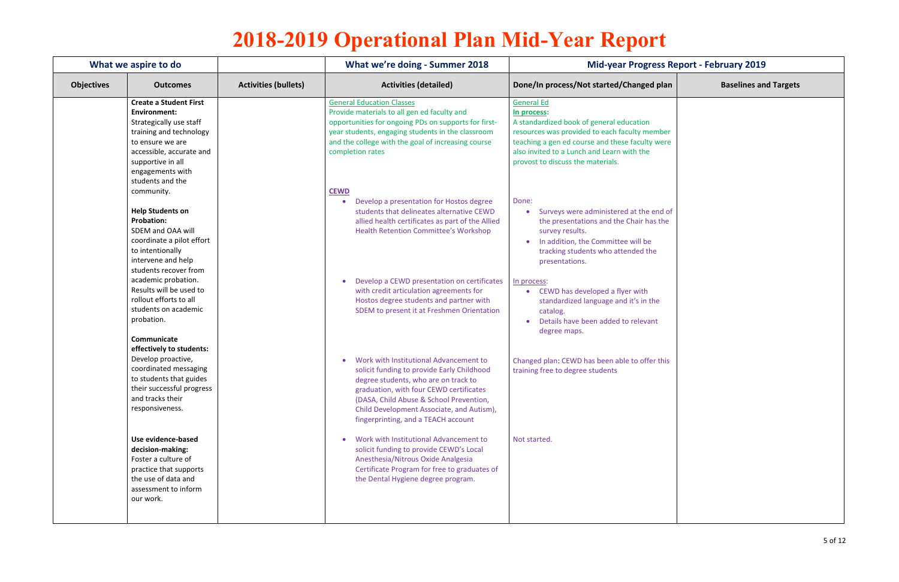# 2018-2019 Operational Plan Mid-Year Report

| What we aspire to do | | | What we're doing - Summer 2018 | Mid-year Progress Report - February 2019 | |
|---|---|---|---|---|---|
| **Objectives** | **Outcomes** | **Activities (bullets)** | **Activities (detailed)** | **Done/In process/Not started/Changed plan** | **Baselines and Targets** |
| | **Create a Student First Environment:** Strategically use staff training and technology to ensure we are accessible, accurate and supportive in all engagements with students and the community.<br><br>**Help Students on Probation:** SDEM and OAA will coordinate a pilot effort to intentionally intervene and help students recover from academic probation. Results will be used to rollout efforts to all students on academic probation.<br><br>**Communicate effectively to students:** Develop proactive, coordinated messaging to students that guides their successful progress and tracks their responsiveness.<br><br>**Use evidence-based decision-making:** Foster a culture of practice that supports the use of data and assessment to inform our work. | | General Education Classes<br>Provide materials to all gen ed faculty and opportunities for ongoing PDs on supports for first-year students, engaging students in the classroom and the college with the goal of increasing course completion rates<br><br>**CEWD**<br>• Develop a presentation for Hostos degree students that delineates alternative CEWD allied health certificates as part of the Allied Health Retention Committee's Workshop<br><br>• Develop a CEWD presentation on certificates with credit articulation agreements for Hostos degree students and partner with SDEM to present it at Freshmen Orientation<br><br>• Work with Institutional Advancement to solicit funding to provide Early Childhood degree students, who are on track to graduation, with four CEWD certificates (DASA, Child Abuse & School Prevention, Child Development Associate, and Autism), fingerprinting, and a TEACH account<br><br>• Work with Institutional Advancement to solicit funding to provide CEWD's Local Anesthesia/Nitrous Oxide Analgesia Certificate Program for free to graduates of the Dental Hygiene degree program. | General Ed<br>**In process:**<br>A standardized book of general education resources was provided to each faculty member teaching a gen ed course and these faculty were also invited to a Lunch and Learn with the provost to discuss the materials.<br><br>Done:<br>• Surveys were administered at the end of the presentations and the Chair has the survey results.<br>• In addition, the Committee will be tracking students who attended the presentations.<br><br>In process:<br>• CEWD has developed a flyer with standardized language and it's in the catalog.<br>• Details have been added to relevant degree maps.<br><br>Changed plan: CEWD has been able to offer this training free to degree students<br><br>Not started. | |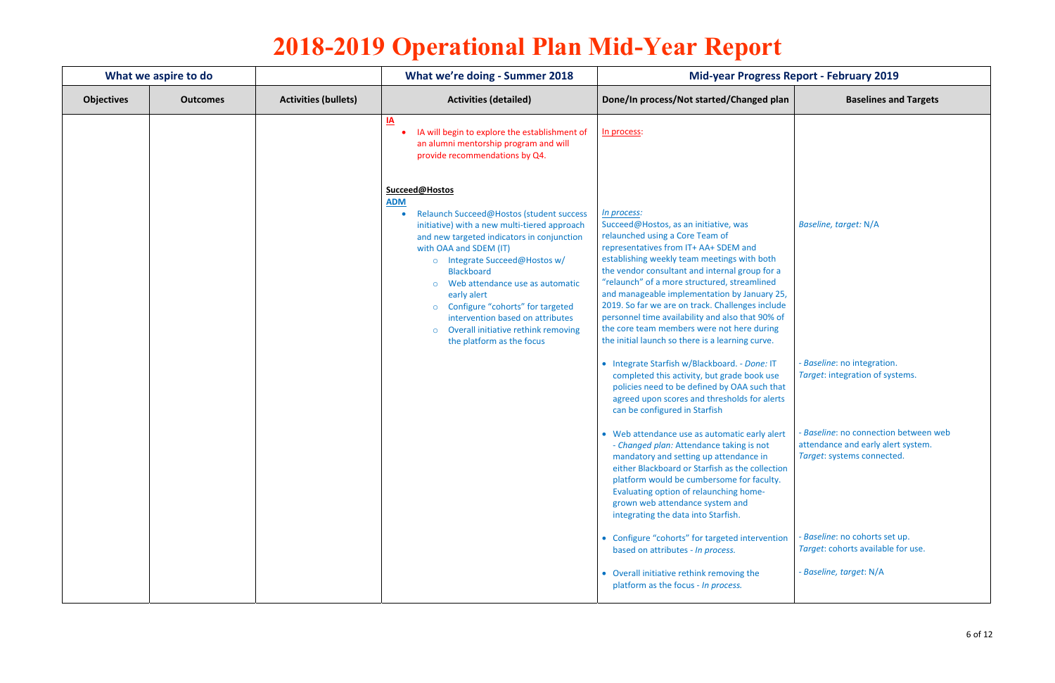# 2018-2019 Operational Plan Mid-Year Report

| What we aspire to do | | | What we're doing - Summer 2018 | Mid-year Progress Report - February 2019 | |
|---|---|---|---|---|---|
| **Objectives** | **Outcomes** | **Activities (bullets)** | **Activities (detailed)** | **Done/In process/Not started/Changed plan** | **Baselines and Targets** |
| | | | **IA**<br>• IA will begin to explore the establishment of an alumni mentorship program and will provide recommendations by Q4. | In process: | |
| | | | **Succeed@Hostos**<br>**ADM**<br>• Relaunch Succeed@Hostos (student success initiative) with a new multi-tiered approach and new targeted indicators in conjunction with OAA and SDEM (IT)<br>&nbsp;&nbsp;○ Integrate Succeed@Hostos w/ Blackboard<br>&nbsp;&nbsp;○ Web attendance use as automatic early alert<br>&nbsp;&nbsp;○ Configure "cohorts" for targeted intervention based on attributes<br>&nbsp;&nbsp;○ Overall initiative rethink removing the platform as the focus | *In process:*<br>Succeed@Hostos, as an initiative, was relaunched using a Core Team of representatives from IT+ AA+ SDEM and establishing weekly team meetings with both the vendor consultant and internal group for a "relaunch" of a more structured, streamlined and manageable implementation by January 25, 2019. So far we are on track. Challenges include personnel time availability and also that 90% of the core team members were not here during the initial launch so there is a learning curve. | *Baseline, target:* N/A |
| | | | | • Integrate Starfish w/Blackboard. - *Done:* IT completed this activity, but grade book use policies need to be defined by OAA such that agreed upon scores and thresholds for alerts can be configured in Starfish | - *Baseline*: no integration.<br>*Target*: integration of systems. |
| | | | | • Web attendance use as automatic early alert - *Changed plan:* Attendance taking is not mandatory and setting up attendance in either Blackboard or Starfish as the collection platform would be cumbersome for faculty. Evaluating option of relaunching home-grown web attendance system and integrating the data into Starfish. | - *Baseline*: no connection between web attendance and early alert system.<br>*Target*: systems connected. |
| | | | | • Configure "cohorts" for targeted intervention based on attributes - *In process.* | - *Baseline*: no cohorts set up.<br>*Target*: cohorts available for use. |
| | | | | • Overall initiative rethink removing the platform as the focus - *In process.* | - *Baseline, target*: N/A |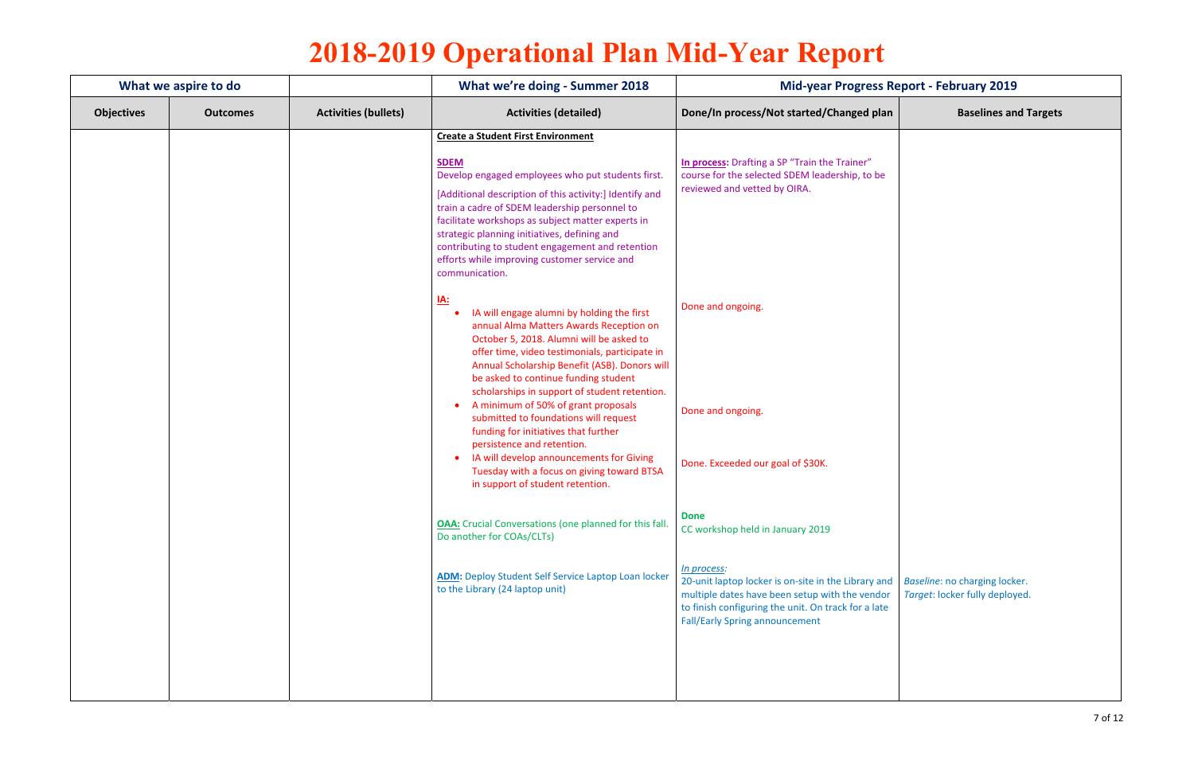# 2018-2019 Operational Plan Mid-Year Report

| What we aspire to do | | | What we're doing - Summer 2018 | Mid-year Progress Report - February 2019 | |
|---|---|---|---|---|---|
| **Objectives** | **Outcomes** | **Activities (bullets)** | **Activities (detailed)** | **Done/In process/Not started/Changed plan** | **Baselines and Targets** |
| | | | **Create a Student First Environment** | | |
| | | | **SDEM** Develop engaged employees who put students first. [Additional description of this activity:] Identify and train a cadre of SDEM leadership personnel to facilitate workshops as subject matter experts in strategic planning initiatives, defining and contributing to student engagement and retention efforts while improving customer service and communication. | **In process:** Drafting a SP "Train the Trainer" course for the selected SDEM leadership, to be reviewed and vetted by OIRA. | |
| | | | **IA:** • IA will engage alumni by holding the first annual Alma Matters Awards Reception on October 5, 2018. Alumni will be asked to offer time, video testimonials, participate in Annual Scholarship Benefit (ASB). Donors will be asked to continue funding student scholarships in support of student retention. | Done and ongoing. | |
| | | | • A minimum of 50% of grant proposals submitted to foundations will request funding for initiatives that further persistence and retention. | Done and ongoing. | |
| | | | • IA will develop announcements for Giving Tuesday with a focus on giving toward BTSA in support of student retention. | Done. Exceeded our goal of $30K. | |
| | | | **OAA:** Crucial Conversations (one planned for this fall. Do another for COAs/CLTs) | **Done** CC workshop held in January 2019 | |
| | | | **ADM:** Deploy Student Self Service Laptop Loan locker to the Library (24 laptop unit) | *In process:* 20-unit laptop locker is on-site in the Library and multiple dates have been setup with the vendor to finish configuring the unit. On track for a late Fall/Early Spring announcement | *Baseline*: no charging locker. *Target*: locker fully deployed. |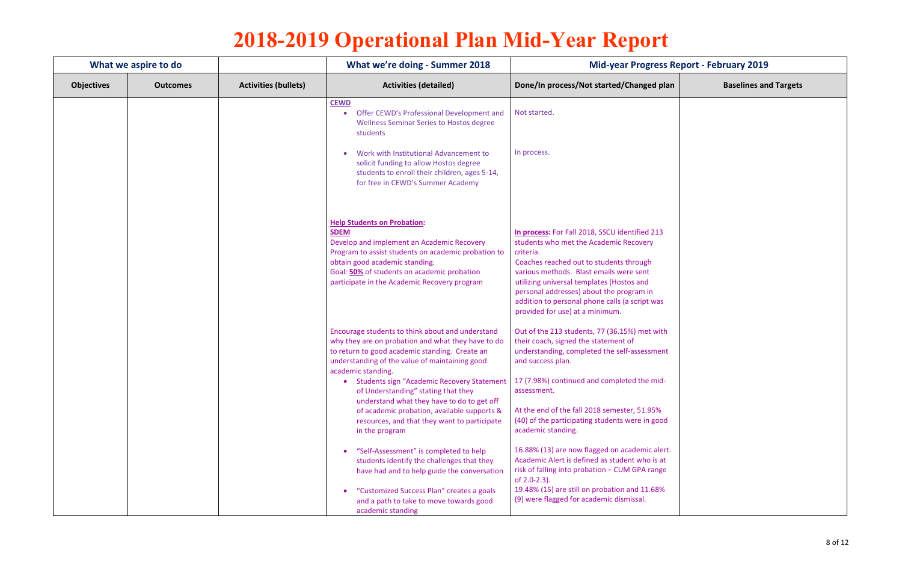# 2018-2019 Operational Plan Mid-Year Report

| What we aspire to do | | | What we're doing - Summer 2018 | Mid-year Progress Report - February 2019 | |
|---|---|---|---|---|---|
| **Objectives** | **Outcomes** | **Activities (bullets)** | **Activities (detailed)** | **Done/In process/Not started/Changed plan** | **Baselines and Targets** |
| | | | **CEWD**<br>• Offer CEWD's Professional Development and Wellness Seminar Series to Hostos degree students | Not started. | |
| | | | • Work with Institutional Advancement to solicit funding to allow Hostos degree students to enroll their children, ages 5-14, for free in CEWD's Summer Academy | In process. | |
| | | | **Help Students on Probation:**<br>**SDEM**<br>Develop and implement an Academic Recovery Program to assist students on academic probation to obtain good academic standing.<br>Goal: **50%** of students on academic probation participate in the Academic Recovery program | **In process:** For Fall 2018, SSCU identified 213 students who met the Academic Recovery criteria.<br>Coaches reached out to students through various methods. Blast emails were sent utilizing universal templates (Hostos and personal addresses) about the program in addition to personal phone calls (a script was provided for use) at a minimum. | |
| | | | Encourage students to think about and understand why they are on probation and what they have to do to return to good academic standing. Create an understanding of the value of maintaining good academic standing.<br>• Students sign "Academic Recovery Statement of Understanding" stating that they understand what they have to do to get off of academic probation, available supports & resources, and that they want to participate in the program<br>• "Self-Assessment" is completed to help students identify the challenges that they have had and to help guide the conversation<br>• "Customized Success Plan" creates a goals and a path to take to move towards good academic standing | Out of the 213 students, 77 (36.15%) met with their coach, signed the statement of understanding, completed the self-assessment and success plan.<br>17 (7.98%) continued and completed the mid-assessment.<br>At the end of the fall 2018 semester, 51.95% (40) of the participating students were in good academic standing.<br>16.88% (13) are now flagged on academic alert. Academic Alert is defined as student who is at risk of falling into probation – CUM GPA range of 2.0-2.3).<br>19.48% (15) are still on probation and 11.68% (9) were flagged for academic dismissal. | |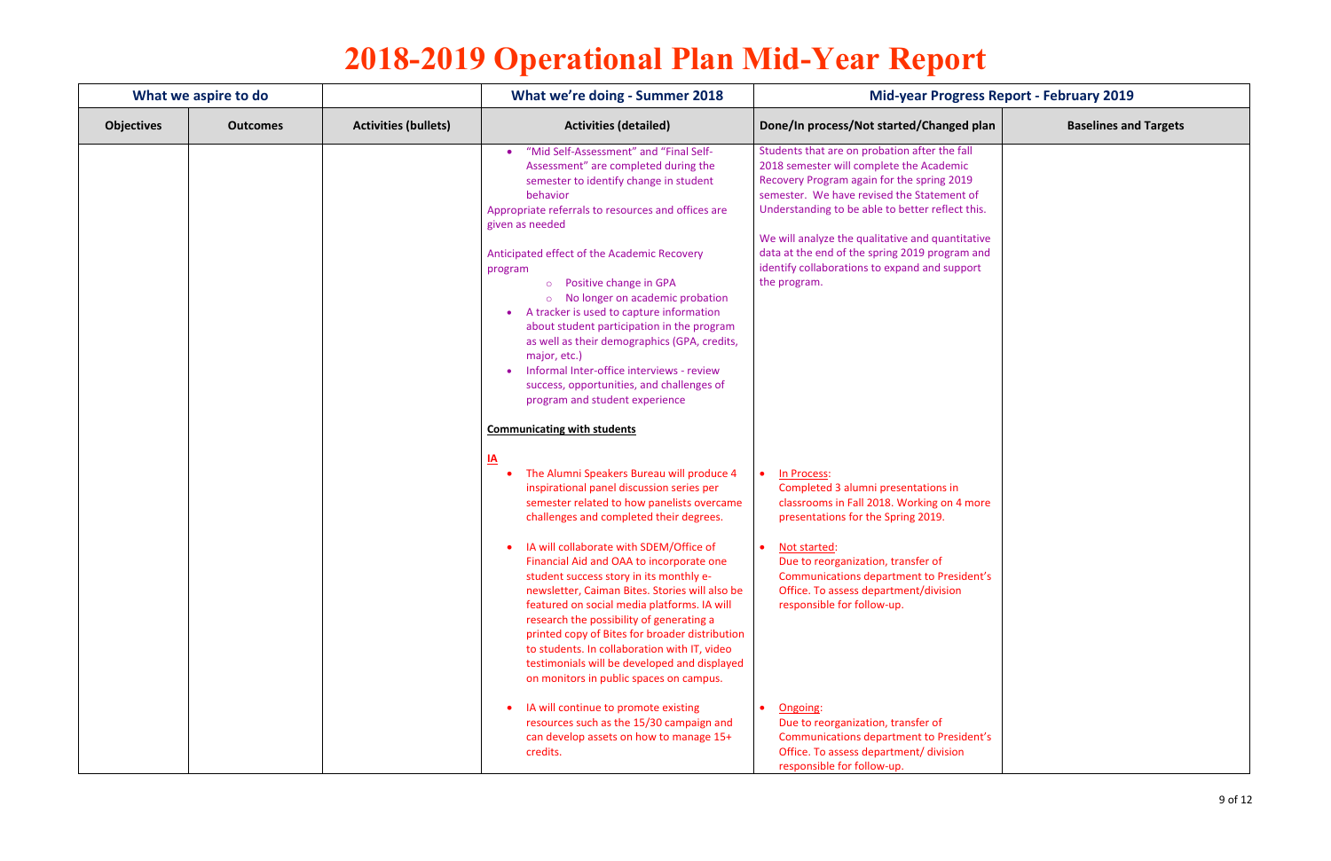# 2018-2019 Operational Plan Mid-Year Report

| What we aspire to do | | | What we're doing - Summer 2018 | Mid-year Progress Report - February 2019 | |
|---|---|---|---|---|---|
| **Objectives** | **Outcomes** | **Activities (bullets)** | **Activities (detailed)** | **Done/In process/Not started/Changed plan** | **Baselines and Targets** |
| | | | • "Mid Self-Assessment" and "Final Self-Assessment" are completed during the semester to identify change in student behavior<br>Appropriate referrals to resources and offices are given as needed<br><br>Anticipated effect of the Academic Recovery program<br>◦ Positive change in GPA<br>◦ No longer on academic probation<br>• A tracker is used to capture information about student participation in the program as well as their demographics (GPA, credits, major, etc.)<br>• Informal Inter-office interviews - review success, opportunities, and challenges of program and student experience | Students that are on probation after the fall 2018 semester will complete the Academic Recovery Program again for the spring 2019 semester. We have revised the Statement of Understanding to be able to better reflect this.<br><br>We will analyze the qualitative and quantitative data at the end of the spring 2019 program and identify collaborations to expand and support the program. | |
| | | | **Communicating with students**<br><br>**IA**<br>• The Alumni Speakers Bureau will produce 4 inspirational panel discussion series per semester related to how panelists overcame challenges and completed their degrees. | • In Process:<br>Completed 3 alumni presentations in classrooms in Fall 2018. Working on 4 more presentations for the Spring 2019. | |
| | | | • IA will collaborate with SDEM/Office of Financial Aid and OAA to incorporate one student success story in its monthly e-newsletter, Caiman Bites. Stories will also be featured on social media platforms. IA will research the possibility of generating a printed copy of Bites for broader distribution to students. In collaboration with IT, video testimonials will be developed and displayed on monitors in public spaces on campus. | • Not started:<br>Due to reorganization, transfer of Communications department to President's Office. To assess department/division responsible for follow-up. | |
| | | | • IA will continue to promote existing resources such as the 15/30 campaign and can develop assets on how to manage 15+ credits. | • Ongoing:<br>Due to reorganization, transfer of Communications department to President's Office. To assess department/ division responsible for follow-up. | |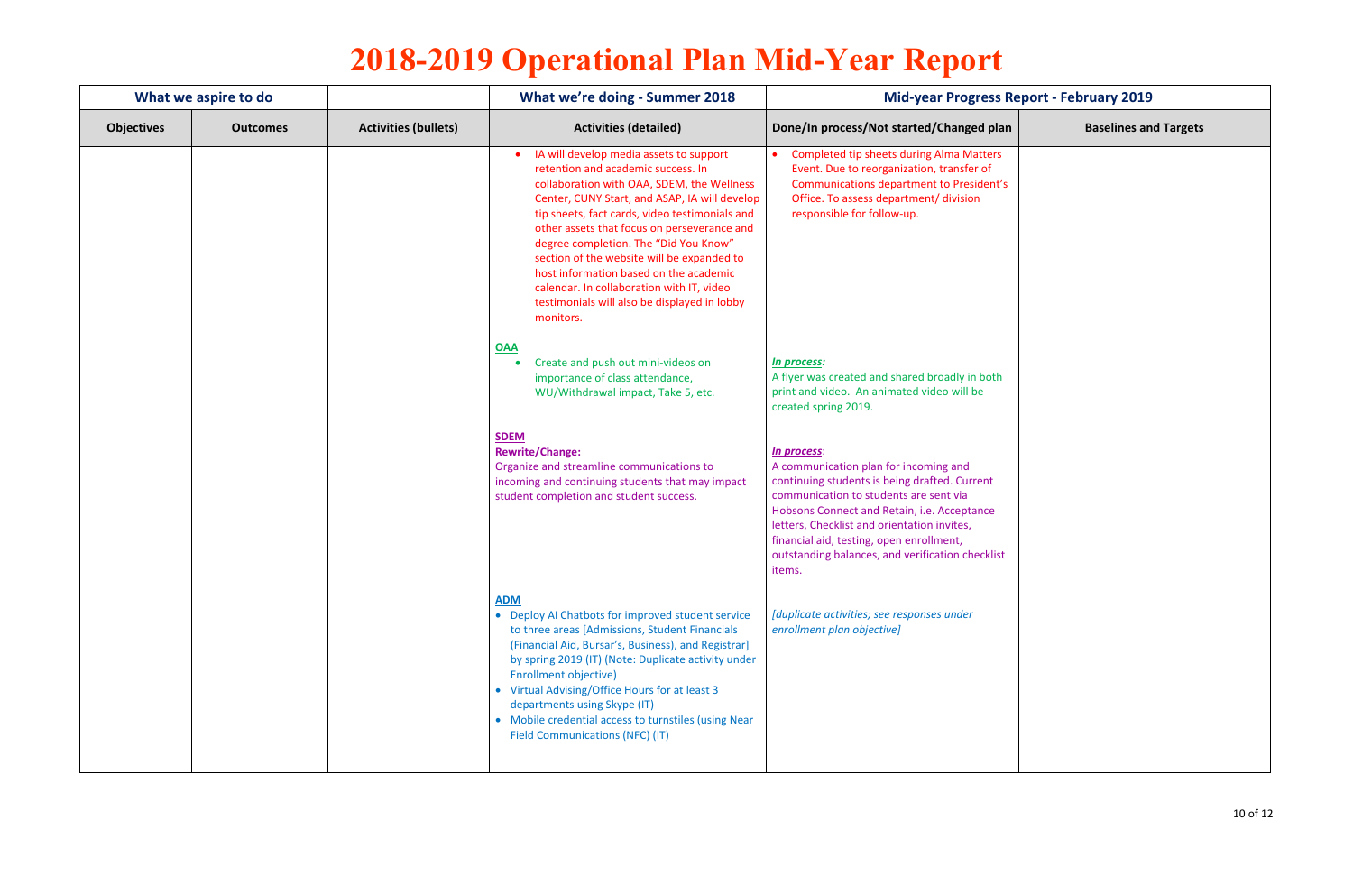# 2018-2019 Operational Plan Mid-Year Report

| What we aspire to do | | | What we're doing - Summer 2018 | Mid-year Progress Report - February 2019 | |
|---|---|---|---|---|---|
| **Objectives** | **Outcomes** | **Activities (bullets)** | **Activities (detailed)** | **Done/In process/Not started/Changed plan** | **Baselines and Targets** |
| | | | • IA will develop media assets to support retention and academic success. In collaboration with OAA, SDEM, the Wellness Center, CUNY Start, and ASAP, IA will develop tip sheets, fact cards, video testimonials and other assets that focus on perseverance and degree completion. The "Did You Know" section of the website will be expanded to host information based on the academic calendar. In collaboration with IT, video testimonials will also be displayed in lobby monitors. | • Completed tip sheets during Alma Matters Event. Due to reorganization, transfer of Communications department to President's Office. To assess department/ division responsible for follow-up. | |
| | | | **OAA**<br>• Create and push out mini-videos on importance of class attendance, WU/Withdrawal impact, Take 5, etc. | ***In process:***<br>A flyer was created and shared broadly in both print and video. An animated video will be created spring 2019. | |
| | | | **SDEM**<br>**Rewrite/Change:**<br>Organize and streamline communications to incoming and continuing students that may impact student completion and student success. | ***In process*:**<br>A communication plan for incoming and continuing students is being drafted. Current communication to students are sent via Hobsons Connect and Retain, i.e. Acceptance letters, Checklist and orientation invites, financial aid, testing, open enrollment, outstanding balances, and verification checklist items. | |
| | | | **ADM**<br>• Deploy AI Chatbots for improved student service to three areas [Admissions, Student Financials (Financial Aid, Bursar's, Business), and Registrar] by spring 2019 (IT) (Note: Duplicate activity under Enrollment objective)<br>• Virtual Advising/Office Hours for at least 3 departments using Skype (IT)<br>• Mobile credential access to turnstiles (using Near Field Communications (NFC) (IT) | *[duplicate activities; see responses under enrollment plan objective]* | |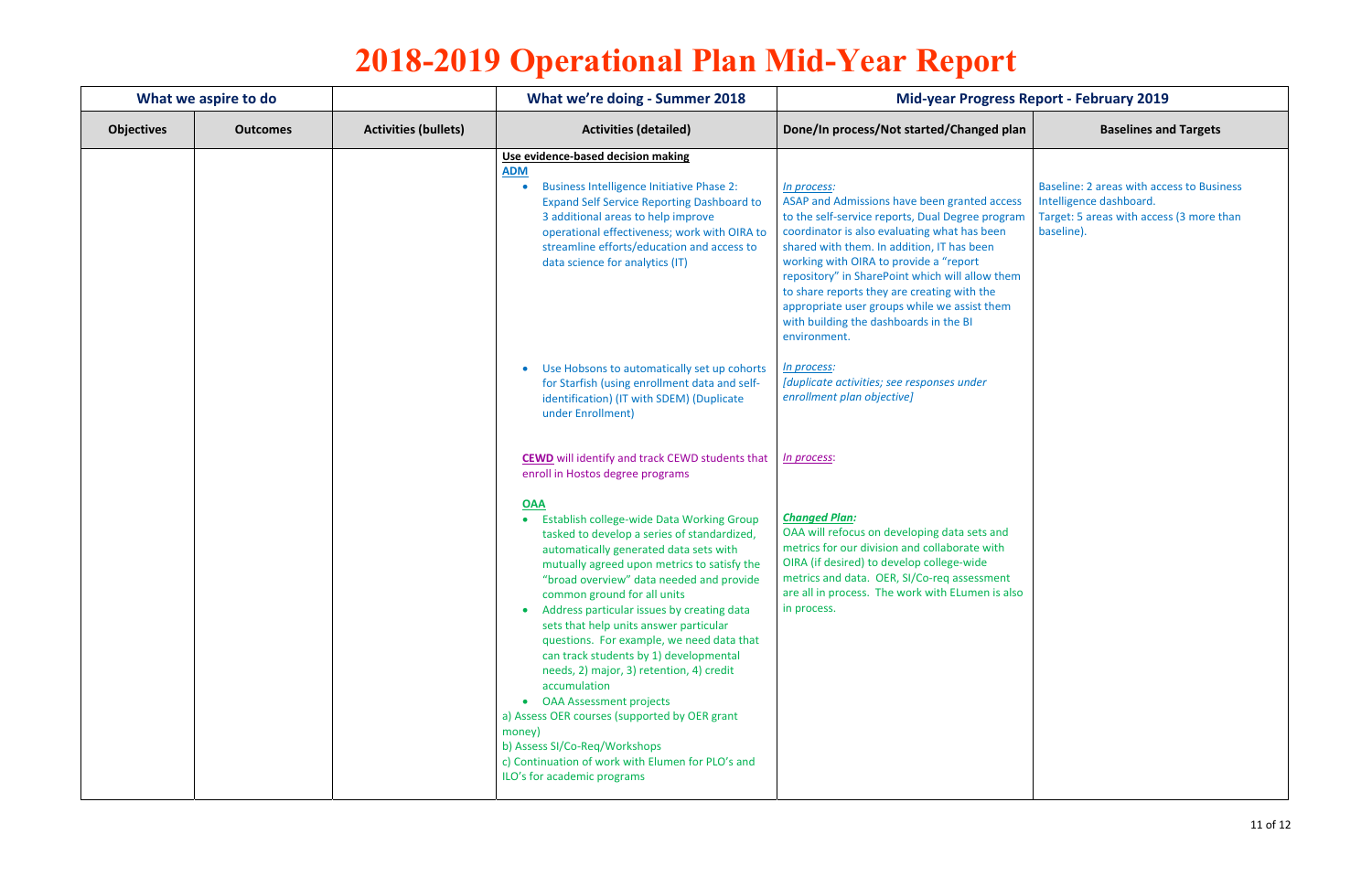# 2018-2019 Operational Plan Mid-Year Report

| What we aspire to do | | | What we're doing - Summer 2018 | Mid-year Progress Report - February 2019 | |
|---|---|---|---|---|---|
| **Objectives** | **Outcomes** | **Activities (bullets)** | **Activities (detailed)** | **Done/In process/Not started/Changed plan** | **Baselines and Targets** |
| | | | **Use evidence-based decision making**<br>**ADM**<br>• Business Intelligence Initiative Phase 2: Expand Self Service Reporting Dashboard to 3 additional areas to help improve operational effectiveness; work with OIRA to streamline efforts/education and access to data science for analytics (IT) | *In process:*<br>ASAP and Admissions have been granted access to the self-service reports, Dual Degree program coordinator is also evaluating what has been shared with them. In addition, IT has been working with OIRA to provide a "report repository" in SharePoint which will allow them to share reports they are creating with the appropriate user groups while we assist them with building the dashboards in the BI environment. | Baseline: 2 areas with access to Business Intelligence dashboard.<br>Target: 5 areas with access (3 more than baseline). |
| | | | • Use Hobsons to automatically set up cohorts for Starfish (using enrollment data and self-identification) (IT with SDEM) (Duplicate under Enrollment) | *In process:*<br>*[duplicate activities; see responses under enrollment plan objective]* | |
| | | | **CEWD** will identify and track CEWD students that enroll in Hostos degree programs | *In process*: | |
| | | | **OAA**<br>• Establish college-wide Data Working Group tasked to develop a series of standardized, automatically generated data sets with mutually agreed upon metrics to satisfy the "broad overview" data needed and provide common ground for all units<br>• Address particular issues by creating data sets that help units answer particular questions. For example, we need data that can track students by 1) developmental needs, 2) major, 3) retention, 4) credit accumulation<br>• OAA Assessment projects<br>a) Assess OER courses (supported by OER grant money)<br>b) Assess SI/Co-Req/Workshops<br>c) Continuation of work with Elumen for PLO's and ILO's for academic programs | ***Changed Plan:***<br>OAA will refocus on developing data sets and metrics for our division and collaborate with OIRA (if desired) to develop college-wide metrics and data. OER, SI/Co-req assessment are all in process. The work with ELumen is also in process. | |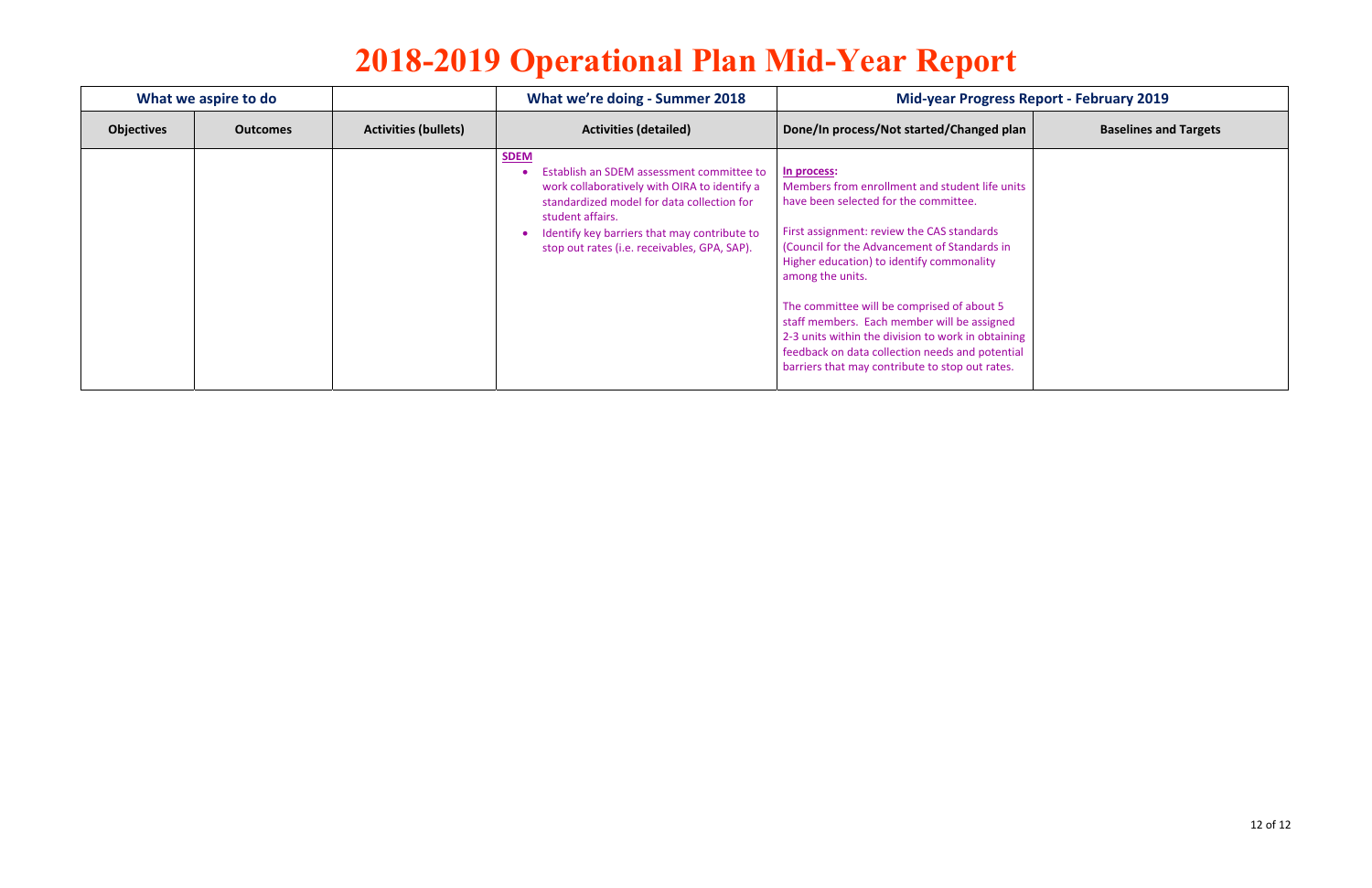# 2018-2019 Operational Plan Mid-Year Report

| What we aspire to do | | | What we're doing - Summer 2018 | Mid-year Progress Report - February 2019 | |
|---|---|---|---|---|---|
| **Objectives** | **Outcomes** | **Activities (bullets)** | **Activities (detailed)** | **Done/In process/Not started/Changed plan** | **Baselines and Targets** |
| | | | **SDEM**<br>• Establish an SDEM assessment committee to work collaboratively with OIRA to identify a standardized model for data collection for student affairs.<br>• Identify key barriers that may contribute to stop out rates (i.e. receivables, GPA, SAP). | **In process:**<br>Members from enrollment and student life units have been selected for the committee.<br><br>First assignment: review the CAS standards (Council for the Advancement of Standards in Higher education) to identify commonality among the units.<br><br>The committee will be comprised of about 5 staff members. Each member will be assigned 2-3 units within the division to work in obtaining feedback on data collection needs and potential barriers that may contribute to stop out rates. | |